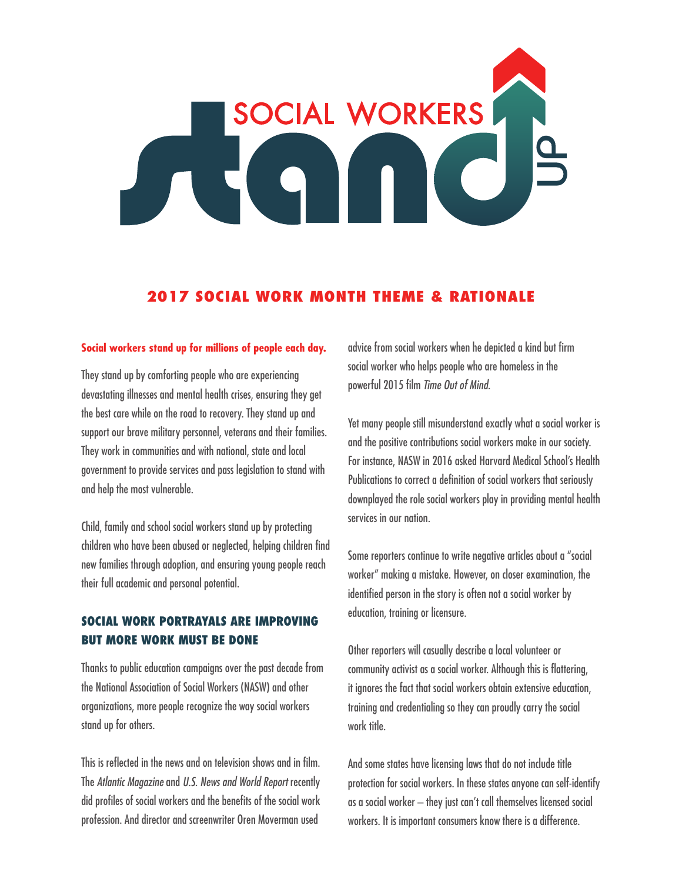# SOCIAL WORKERS stand UP

## 2017 SOCIAL WORK MONTH THEME & RATIONALE

**Social workers stand up for millions of people each day.**

They stand up by comforting people who are experiencing devastating illnesses and mental health crises, ensuring they get the best care while on the road to recovery. They stand up and support our brave military personnel, veterans and their families. They work in communities and with national, state and local government to provide services and pass legislation to stand with and help the most vulnerable.

Child, family and school social workers stand up by protecting children who have been abused or neglected, helping children find new families through adoption, and ensuring young people reach their full academic and personal potential.

### SOCIAL WORK PORTRAYALS ARE IMPROVING BUT MORE WORK MUST BE DONE

Thanks to public education campaigns over the past decade from the National Association of Social Workers (NASW) and other organizations, more people recognize the way social workers stand up for others.

This is reflected in the news and on television shows and in film. The *Atlantic Magazine* and *U.S. News and World Report* recently did profiles of social workers and the benefits of the social work profession. And director and screenwriter Oren Moverman used advice from social workers when he depicted a kind but firm social worker who helps people who are homeless in the powerful 2015 film *Time Out of Mind.*

Yet many people still misunderstand exactly what a social worker is and the positive contributions social workers make in our society. For instance, NASW in 2016 asked Harvard Medical School's Health Publications to correct a definition of social workers that seriously downplayed the role social workers play in providing mental health services in our nation.

Some reporters continue to write negative articles about a "social worker" making a mistake. However, on closer examination, the identified person in the story is often not a social worker by education, training or licensure.

Other reporters will casually describe a local volunteer or community activist as a social worker. Although this is flattering, it ignores the fact that social workers obtain extensive education, training and credentialing so they can proudly carry the social work title.

And some states have licensing laws that do not include title protection for social workers. In these states anyone can self-identify as a social worker – they just can't call themselves licensed social workers. It is important consumers know there is a difference.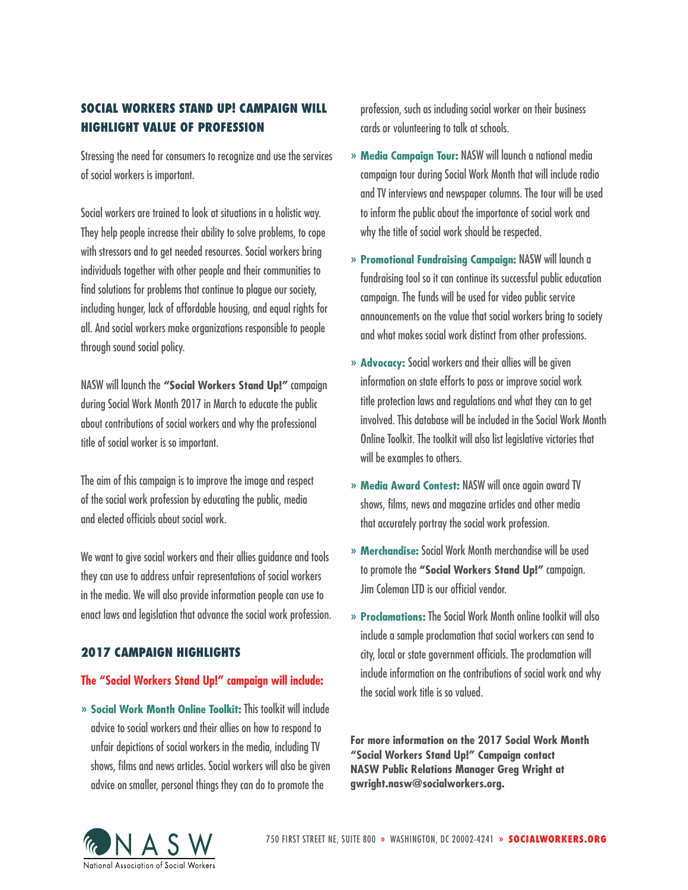## SOCIAL WORKERS STAND UP! CAMPAIGN WILL HIGHLIGHT VALUE OF PROFESSION

Stressing the need for consumers to recognize and use the services of social workers is important.

Social workers are trained to look at situations in a holistic way. They help people increase their ability to solve problems, to cope with stressors and to get needed resources. Social workers bring individuals together with other people and their communities to find solutions for problems that continue to plague our society, including hunger, lack of affordable housing, and equal rights for all. And social workers make organizations responsible to people through sound social policy.

NASW will launch the **"Social Workers Stand Up!"** campaign during Social Work Month 2017 in March to educate the public about contributions of social workers and why the professional title of social worker is so important.

The aim of this campaign is to improve the image and respect of the social work profession by educating the public, media and elected officials about social work.

We want to give social workers and their allies guidance and tools they can use to address unfair representations of social workers in the media. We will also provide information people can use to enact laws and legislation that advance the social work profession.

## 2017 CAMPAIGN HIGHLIGHTS

### The "Social Workers Stand Up!" campaign will include:

- **Social Work Month Online Toolkit:** This toolkit will include advice to social workers and their allies on how to respond to unfair depictions of social workers in the media, including TV shows, films and news articles. Social workers will also be given advice on smaller, personal things they can do to promote the profession, such as including social worker on their business cards or volunteering to talk at schools.
- **Media Campaign Tour:** NASW will launch a national media campaign tour during Social Work Month that will include radio and TV interviews and newspaper columns. The tour will be used to inform the public about the importance of social work and why the title of social work should be respected.
- **Promotional Fundraising Campaign:** NASW will launch a fundraising tool so it can continue its successful public education campaign. The funds will be used for video public service announcements on the value that social workers bring to society and what makes social work distinct from other professions.
- **Advocacy:** Social workers and their allies will be given information on state efforts to pass or improve social work title protection laws and regulations and what they can to get involved. This database will be included in the Social Work Month Online Toolkit. The toolkit will also list legislative victories that will be examples to others.
- **Media Award Contest:** NASW will once again award TV shows, films, news and magazine articles and other media that accurately portray the social work profession.
- **Merchandise:** Social Work Month merchandise will be used to promote the **"Social Workers Stand Up!"** campaign. Jim Coleman LTD is our official vendor.
- **Proclamations:** The Social Work Month online toolkit will also include a sample proclamation that social workers can send to city, local or state government officials. The proclamation will include information on the contributions of social work and why the social work title is so valued.

**For more information on the 2017 Social Work Month "Social Workers Stand Up!" Campaign contact NASW Public Relations Manager Greg Wright at gwright.nasw@socialworkers.org.**

NASW National Association of Social Workers

750 FIRST STREET NE, SUITE 800 » WASHINGTON, DC 20002-4241 » **SOCIALWORKERS.ORG**